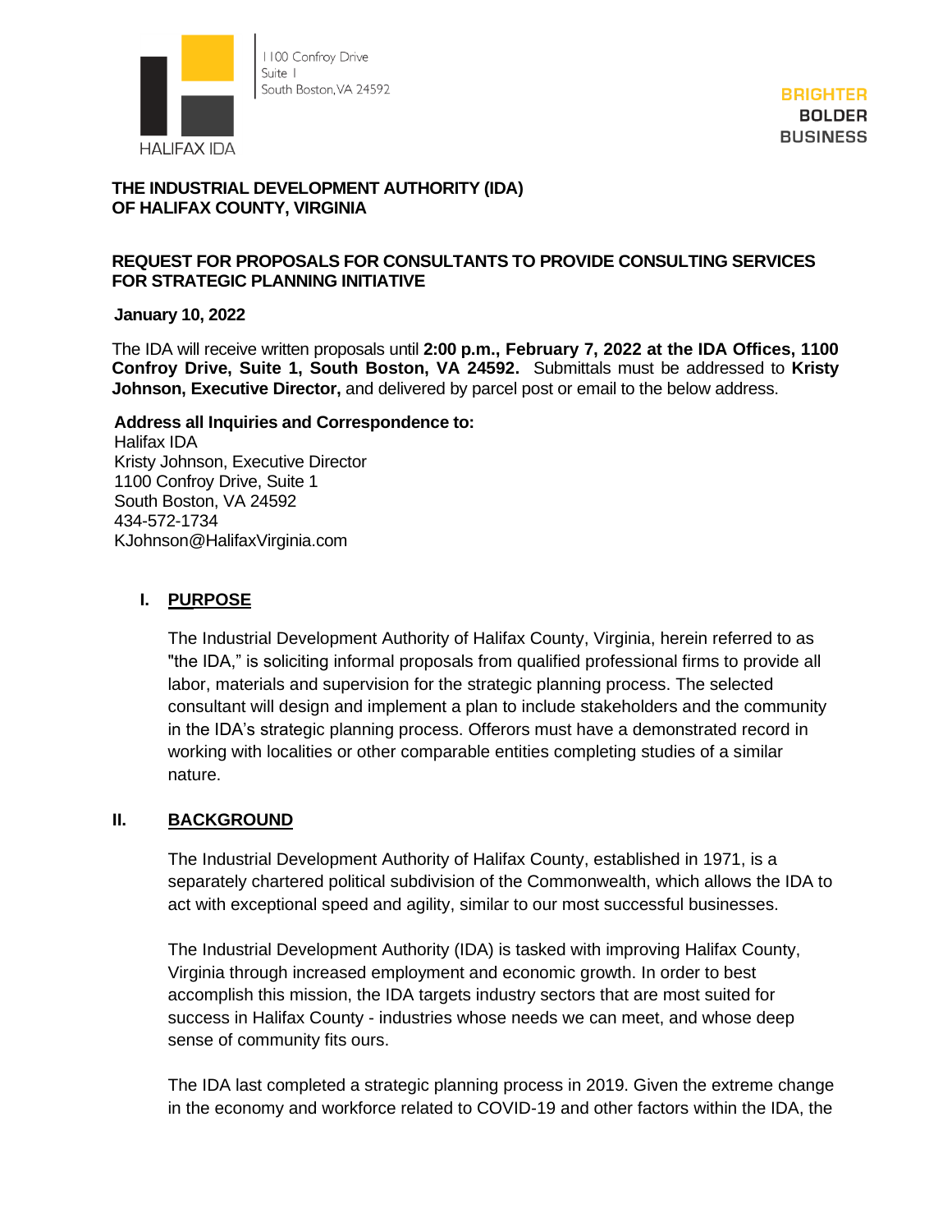HALIFAX IDA

1100 Confroy Drive
Suite 1
South Boston, VA 24592

BRIGHTER
BOLDER
BUSINESS

**THE INDUSTRIAL DEVELOPMENT AUTHORITY (IDA)**
**OF HALIFAX COUNTY, VIRGINIA**

**REQUEST FOR PROPOSALS FOR CONSULTANTS TO PROVIDE CONSULTING SERVICES FOR STRATEGIC PLANNING INITIATIVE**

**January 10, 2022**

The IDA will receive written proposals until **2:00 p.m., February 7, 2022 at the IDA Offices, 1100 Confroy Drive, Suite 1, South Boston, VA 24592.** Submittals must be addressed to **Kristy Johnson, Executive Director,** and delivered by parcel post or email to the below address.

**Address all Inquiries and Correspondence to:**
Halifax IDA
Kristy Johnson, Executive Director
1100 Confroy Drive, Suite 1
South Boston, VA 24592
434-572-1734
KJohnson@HalifaxVirginia.com

## I. PURPOSE

The Industrial Development Authority of Halifax County, Virginia, herein referred to as "the IDA," is soliciting informal proposals from qualified professional firms to provide all labor, materials and supervision for the strategic planning process. The selected consultant will design and implement a plan to include stakeholders and the community in the IDA's strategic planning process. Offerors must have a demonstrated record in working with localities or other comparable entities completing studies of a similar nature.

## II. BACKGROUND

The Industrial Development Authority of Halifax County, established in 1971, is a separately chartered political subdivision of the Commonwealth, which allows the IDA to act with exceptional speed and agility, similar to our most successful businesses.

The Industrial Development Authority (IDA) is tasked with improving Halifax County, Virginia through increased employment and economic growth. In order to best accomplish this mission, the IDA targets industry sectors that are most suited for success in Halifax County - industries whose needs we can meet, and whose deep sense of community fits ours.

The IDA last completed a strategic planning process in 2019. Given the extreme change in the economy and workforce related to COVID-19 and other factors within the IDA, the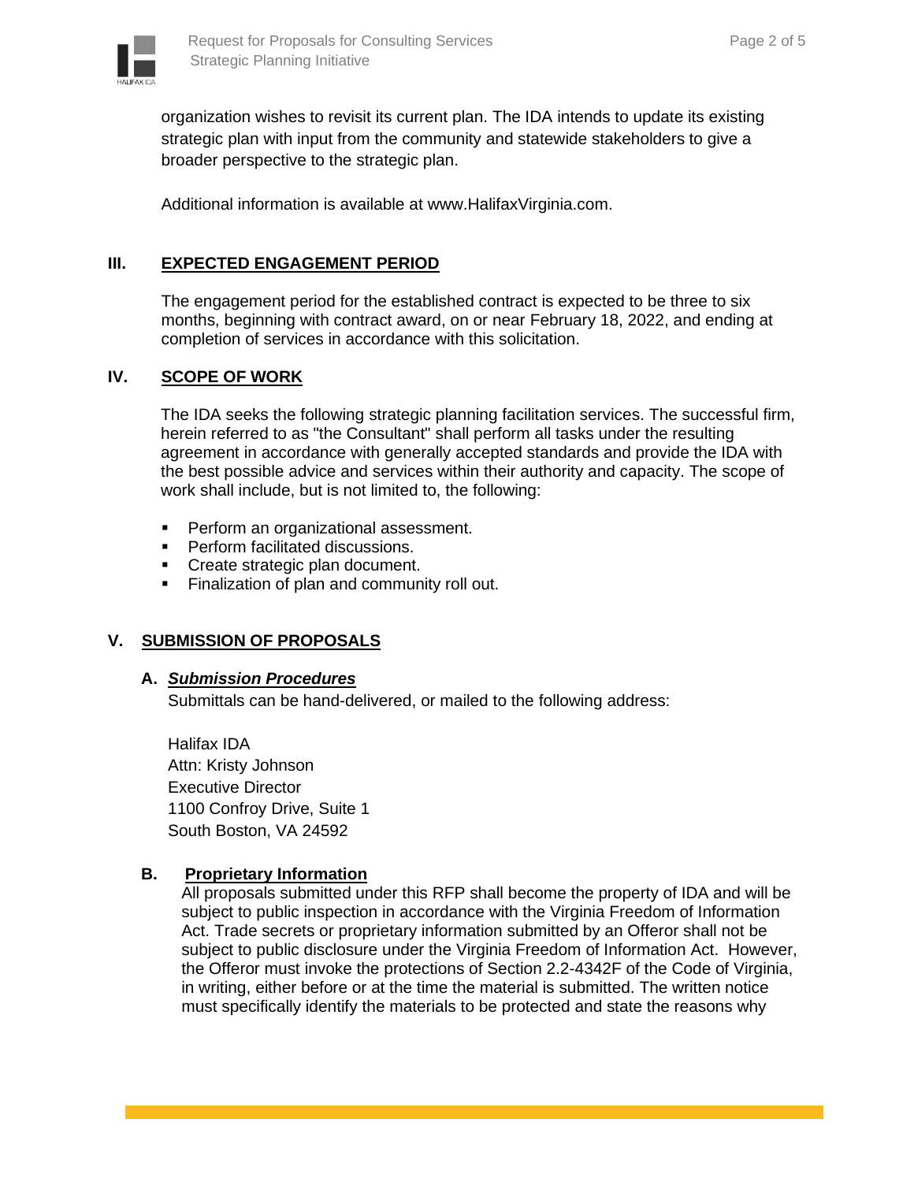organization wishes to revisit its current plan. The IDA intends to update its existing strategic plan with input from the community and statewide stakeholders to give a broader perspective to the strategic plan.

Additional information is available at www.HalifaxVirginia.com.

## III. EXPECTED ENGAGEMENT PERIOD

The engagement period for the established contract is expected to be three to six months, beginning with contract award, on or near February 18, 2022, and ending at completion of services in accordance with this solicitation.

## IV. SCOPE OF WORK

The IDA seeks the following strategic planning facilitation services. The successful firm, herein referred to as "the Consultant" shall perform all tasks under the resulting agreement in accordance with generally accepted standards and provide the IDA with the best possible advice and services within their authority and capacity. The scope of work shall include, but is not limited to, the following:

- Perform an organizational assessment.
- Perform facilitated discussions.
- Create strategic plan document.
- Finalization of plan and community roll out.

## V. SUBMISSION OF PROPOSALS

### A. *Submission Procedures*

Submittals can be hand-delivered, or mailed to the following address:

Halifax IDA
Attn: Kristy Johnson
Executive Director
1100 Confroy Drive, Suite 1
South Boston, VA 24592

### B. Proprietary Information

All proposals submitted under this RFP shall become the property of IDA and will be subject to public inspection in accordance with the Virginia Freedom of Information Act. Trade secrets or proprietary information submitted by an Offeror shall not be subject to public disclosure under the Virginia Freedom of Information Act. However, the Offeror must invoke the protections of Section 2.2-4342F of the Code of Virginia, in writing, either before or at the time the material is submitted. The written notice must specifically identify the materials to be protected and state the reasons why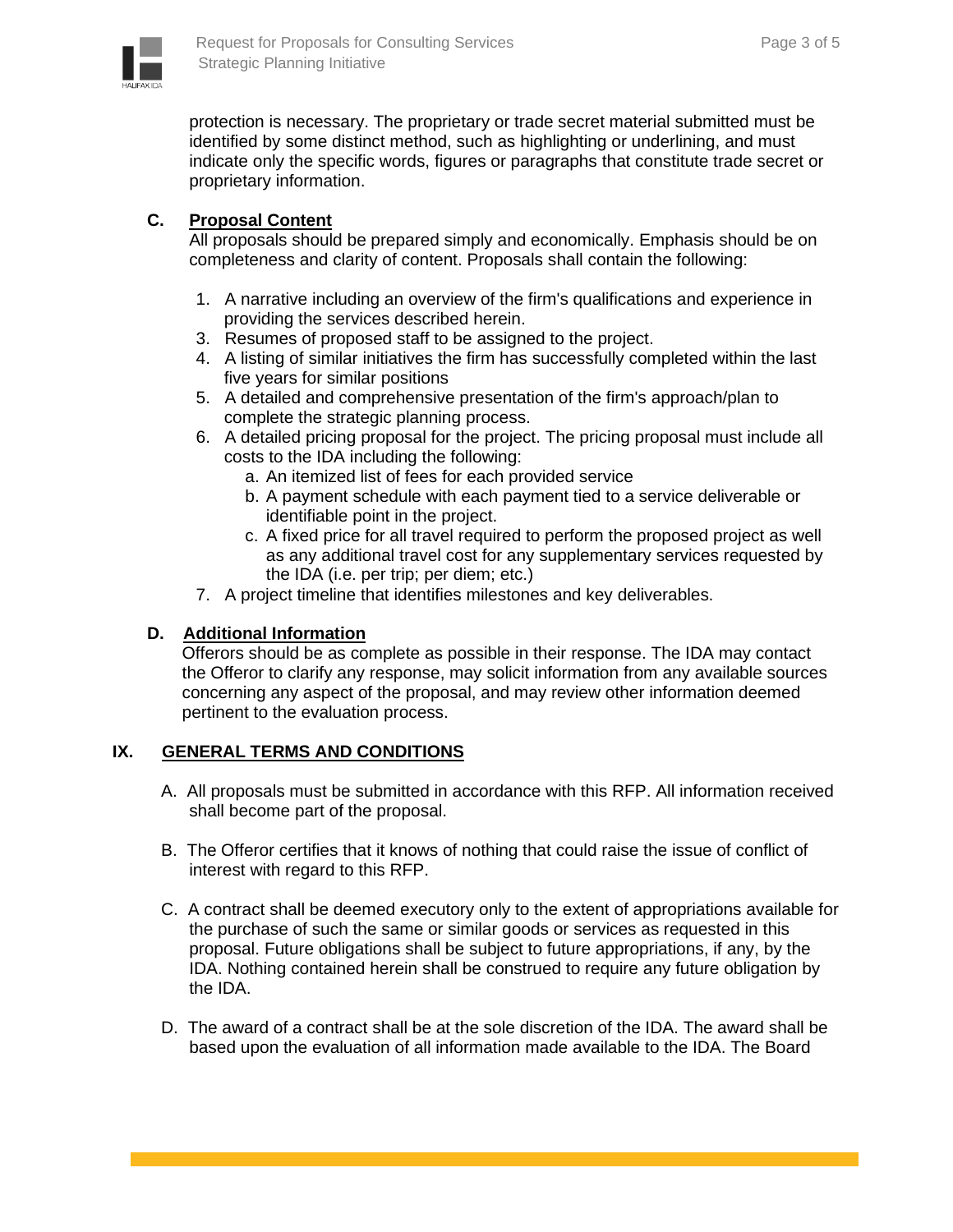protection is necessary. The proprietary or trade secret material submitted must be identified by some distinct method, such as highlighting or underlining, and must indicate only the specific words, figures or paragraphs that constitute trade secret or proprietary information.

### C. Proposal Content

All proposals should be prepared simply and economically. Emphasis should be on completeness and clarity of content. Proposals shall contain the following:

1. A narrative including an overview of the firm's qualifications and experience in providing the services described herein.
3. Resumes of proposed staff to be assigned to the project.
4. A listing of similar initiatives the firm has successfully completed within the last five years for similar positions
5. A detailed and comprehensive presentation of the firm's approach/plan to complete the strategic planning process.
6. A detailed pricing proposal for the project. The pricing proposal must include all costs to the IDA including the following:
   a. An itemized list of fees for each provided service
   b. A payment schedule with each payment tied to a service deliverable or identifiable point in the project.
   c. A fixed price for all travel required to perform the proposed project as well as any additional travel cost for any supplementary services requested by the IDA (i.e. per trip; per diem; etc.)
7. A project timeline that identifies milestones and key deliverables.

### D. Additional Information

Offerors should be as complete as possible in their response. The IDA may contact the Offeror to clarify any response, may solicit information from any available sources concerning any aspect of the proposal, and may review other information deemed pertinent to the evaluation process.

## IX. GENERAL TERMS AND CONDITIONS

A. All proposals must be submitted in accordance with this RFP. All information received shall become part of the proposal.

B. The Offeror certifies that it knows of nothing that could raise the issue of conflict of interest with regard to this RFP.

C. A contract shall be deemed executory only to the extent of appropriations available for the purchase of such the same or similar goods or services as requested in this proposal. Future obligations shall be subject to future appropriations, if any, by the IDA. Nothing contained herein shall be construed to require any future obligation by the IDA.

D. The award of a contract shall be at the sole discretion of the IDA. The award shall be based upon the evaluation of all information made available to the IDA. The Board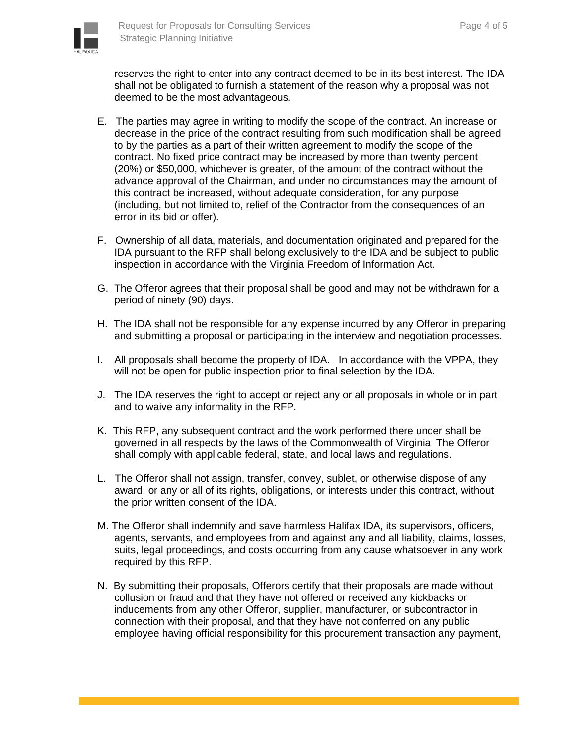reserves the right to enter into any contract deemed to be in its best interest. The IDA shall not be obligated to furnish a statement of the reason why a proposal was not deemed to be the most advantageous.

E. The parties may agree in writing to modify the scope of the contract. An increase or decrease in the price of the contract resulting from such modification shall be agreed to by the parties as a part of their written agreement to modify the scope of the contract. No fixed price contract may be increased by more than twenty percent (20%) or $50,000, whichever is greater, of the amount of the contract without the advance approval of the Chairman, and under no circumstances may the amount of this contract be increased, without adequate consideration, for any purpose (including, but not limited to, relief of the Contractor from the consequences of an error in its bid or offer).

F. Ownership of all data, materials, and documentation originated and prepared for the IDA pursuant to the RFP shall belong exclusively to the IDA and be subject to public inspection in accordance with the Virginia Freedom of Information Act.

G. The Offeror agrees that their proposal shall be good and may not be withdrawn for a period of ninety (90) days.

H. The IDA shall not be responsible for any expense incurred by any Offeror in preparing and submitting a proposal or participating in the interview and negotiation processes.

I. All proposals shall become the property of IDA. In accordance with the VPPA, they will not be open for public inspection prior to final selection by the IDA.

J. The IDA reserves the right to accept or reject any or all proposals in whole or in part and to waive any informality in the RFP.

K. This RFP, any subsequent contract and the work performed there under shall be governed in all respects by the laws of the Commonwealth of Virginia. The Offeror shall comply with applicable federal, state, and local laws and regulations.

L. The Offeror shall not assign, transfer, convey, sublet, or otherwise dispose of any award, or any or all of its rights, obligations, or interests under this contract, without the prior written consent of the IDA.

M. The Offeror shall indemnify and save harmless Halifax IDA, its supervisors, officers, agents, servants, and employees from and against any and all liability, claims, losses, suits, legal proceedings, and costs occurring from any cause whatsoever in any work required by this RFP.

N. By submitting their proposals, Offerors certify that their proposals are made without collusion or fraud and that they have not offered or received any kickbacks or inducements from any other Offeror, supplier, manufacturer, or subcontractor in connection with their proposal, and that they have not conferred on any public employee having official responsibility for this procurement transaction any payment,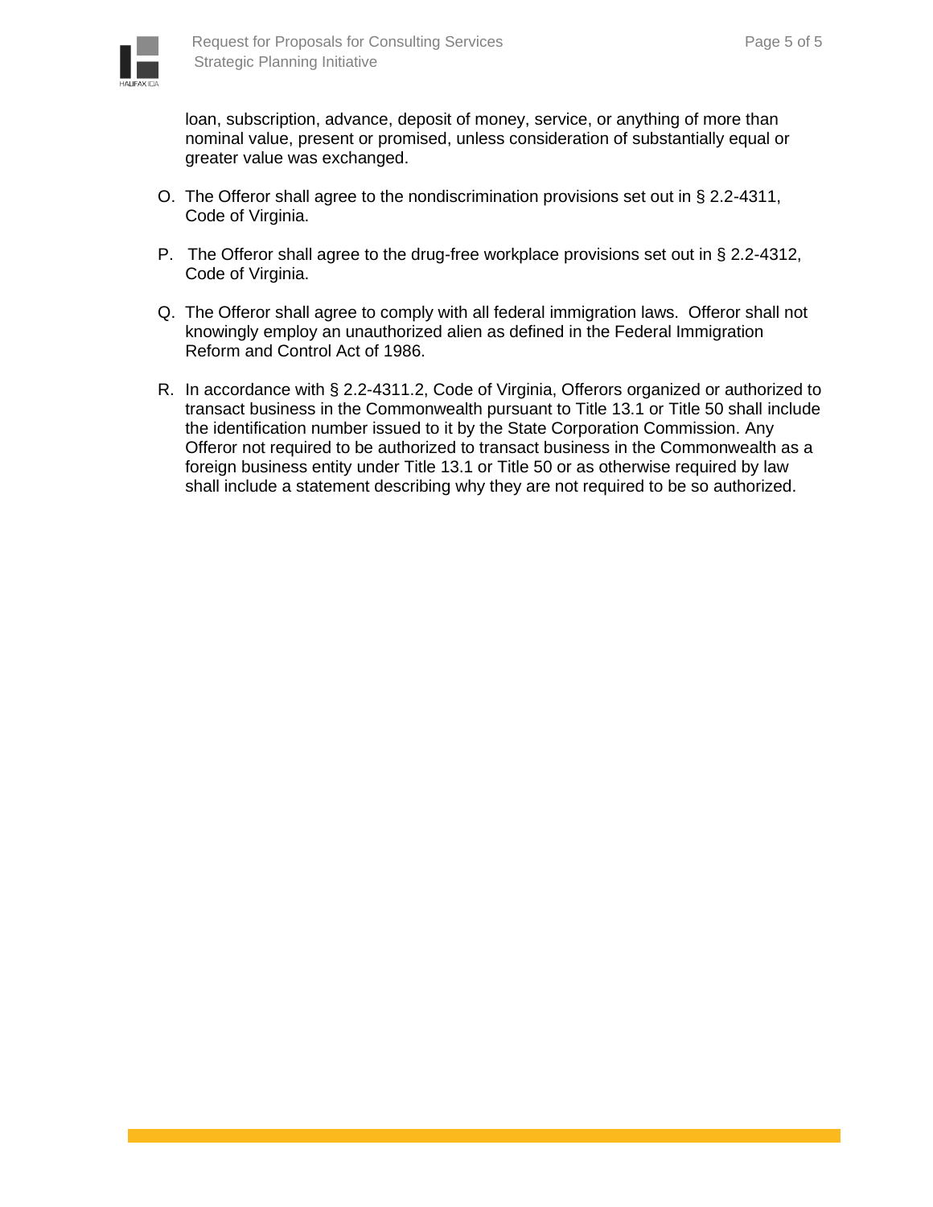loan, subscription, advance, deposit of money, service, or anything of more than nominal value, present or promised, unless consideration of substantially equal or greater value was exchanged.

O. The Offeror shall agree to the nondiscrimination provisions set out in § 2.2-4311, Code of Virginia.

P. The Offeror shall agree to the drug-free workplace provisions set out in § 2.2-4312, Code of Virginia.

Q. The Offeror shall agree to comply with all federal immigration laws. Offeror shall not knowingly employ an unauthorized alien as defined in the Federal Immigration Reform and Control Act of 1986.

R. In accordance with § 2.2-4311.2, Code of Virginia, Offerors organized or authorized to transact business in the Commonwealth pursuant to Title 13.1 or Title 50 shall include the identification number issued to it by the State Corporation Commission. Any Offeror not required to be authorized to transact business in the Commonwealth as a foreign business entity under Title 13.1 or Title 50 or as otherwise required by law shall include a statement describing why they are not required to be so authorized.